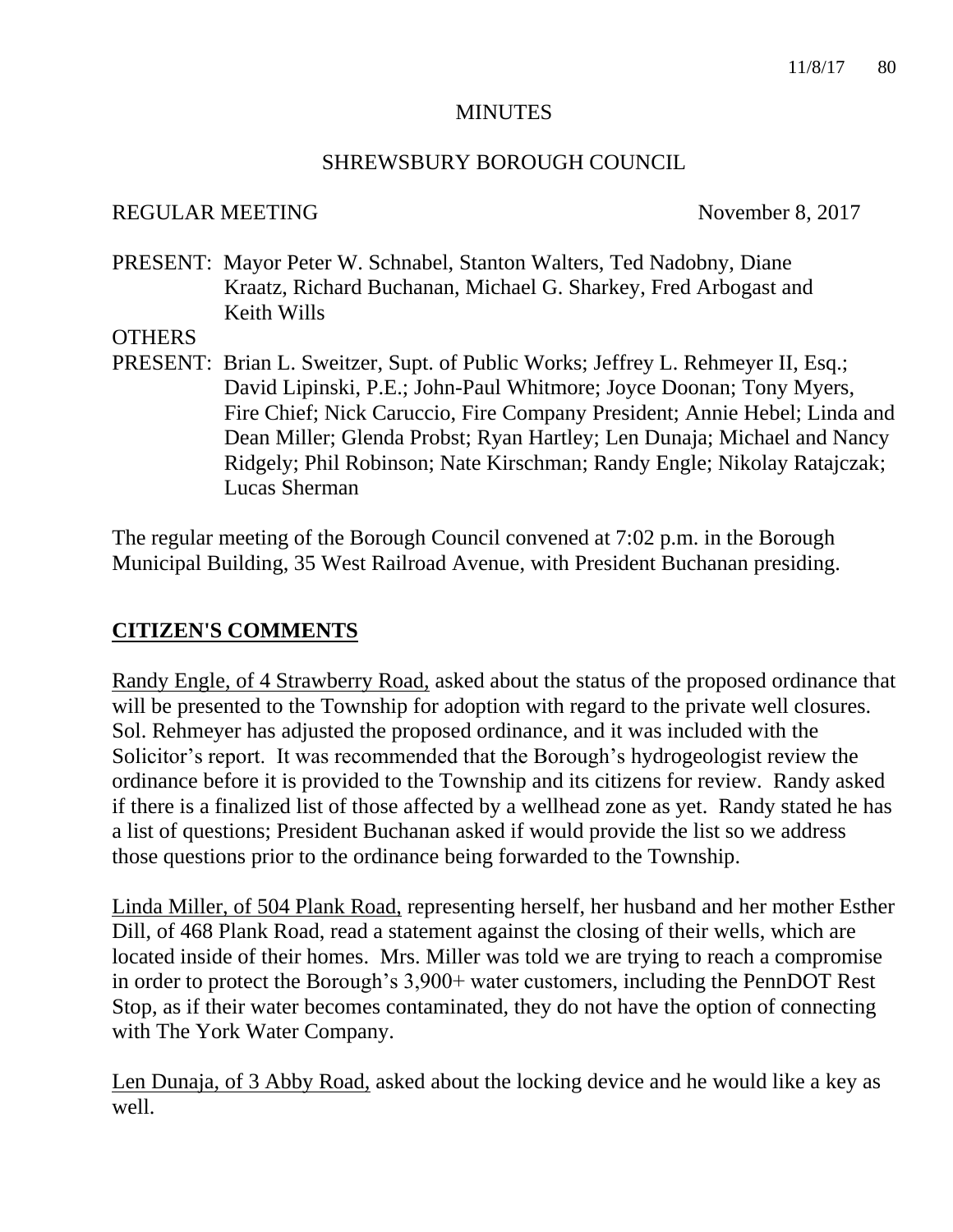# MINUTES

## SHREWSBURY BOROUGH COUNCIL

REGULAR MEETING November 8, 2017

PRESENT: Mayor Peter W. Schnabel, Stanton Walters, Ted Nadobny, Diane Kraatz, Richard Buchanan, Michael G. Sharkey, Fred Arbogast and Keith Wills

OTHERS

PRESENT: Brian L. Sweitzer, Supt. of Public Works; Jeffrey L. Rehmeyer II, Esq.; David Lipinski, P.E.; John-Paul Whitmore; Joyce Doonan; Tony Myers, Fire Chief; Nick Caruccio, Fire Company President; Annie Hebel; Linda and Dean Miller; Glenda Probst; Ryan Hartley; Len Dunaja; Michael and Nancy Ridgely; Phil Robinson; Nate Kirschman; Randy Engle; Nikolay Ratajczak; Lucas Sherman

The regular meeting of the Borough Council convened at 7:02 p.m. in the Borough Municipal Building, 35 West Railroad Avenue, with President Buchanan presiding.

## CITIZEN'S COMMENTS

Randy Engle, of 4 Strawberry Road, asked about the status of the proposed ordinance that will be presented to the Township for adoption with regard to the private well closures. Sol. Rehmeyer has adjusted the proposed ordinance, and it was included with the Solicitor's report. It was recommended that the Borough's hydrogeologist review the ordinance before it is provided to the Township and its citizens for review. Randy asked if there is a finalized list of those affected by a wellhead zone as yet. Randy stated he has a list of questions; President Buchanan asked if would provide the list so we address those questions prior to the ordinance being forwarded to the Township.

Linda Miller, of 504 Plank Road, representing herself, her husband and her mother Esther Dill, of 468 Plank Road, read a statement against the closing of their wells, which are located inside of their homes. Mrs. Miller was told we are trying to reach a compromise in order to protect the Borough's 3,900+ water customers, including the PennDOT Rest Stop, as if their water becomes contaminated, they do not have the option of connecting with The York Water Company.

Len Dunaja, of 3 Abby Road, asked about the locking device and he would like a key as well.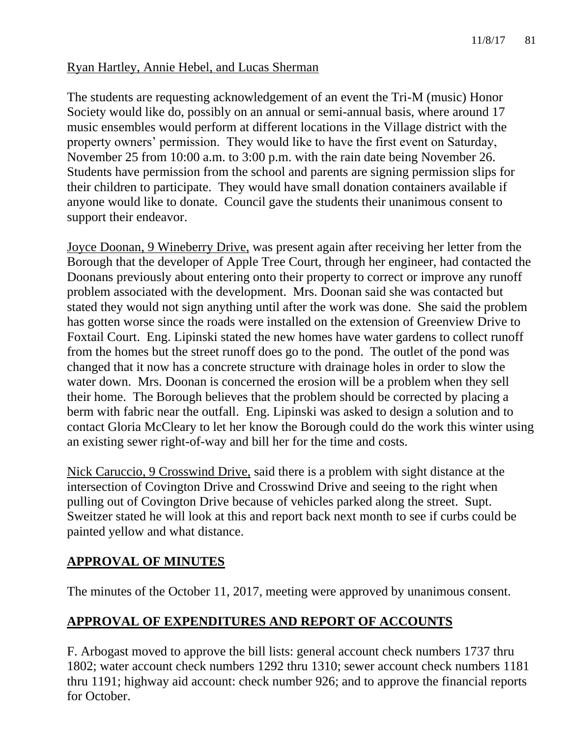Ryan Hartley, Annie Hebel, and Lucas Sherman

The students are requesting acknowledgement of an event the Tri-M (music) Honor Society would like do, possibly on an annual or semi-annual basis, where around 17 music ensembles would perform at different locations in the Village district with the property owners' permission. They would like to have the first event on Saturday, November 25 from 10:00 a.m. to 3:00 p.m. with the rain date being November 26. Students have permission from the school and parents are signing permission slips for their children to participate. They would have small donation containers available if anyone would like to donate. Council gave the students their unanimous consent to support their endeavor.

Joyce Doonan, 9 Wineberry Drive, was present again after receiving her letter from the Borough that the developer of Apple Tree Court, through her engineer, had contacted the Doonans previously about entering onto their property to correct or improve any runoff problem associated with the development. Mrs. Doonan said she was contacted but stated they would not sign anything until after the work was done. She said the problem has gotten worse since the roads were installed on the extension of Greenview Drive to Foxtail Court. Eng. Lipinski stated the new homes have water gardens to collect runoff from the homes but the street runoff does go to the pond. The outlet of the pond was changed that it now has a concrete structure with drainage holes in order to slow the water down. Mrs. Doonan is concerned the erosion will be a problem when they sell their home. The Borough believes that the problem should be corrected by placing a berm with fabric near the outfall. Eng. Lipinski was asked to design a solution and to contact Gloria McCleary to let her know the Borough could do the work this winter using an existing sewer right-of-way and bill her for the time and costs.

Nick Caruccio, 9 Crosswind Drive, said there is a problem with sight distance at the intersection of Covington Drive and Crosswind Drive and seeing to the right when pulling out of Covington Drive because of vehicles parked along the street. Supt. Sweitzer stated he will look at this and report back next month to see if curbs could be painted yellow and what distance.

## APPROVAL OF MINUTES

The minutes of the October 11, 2017, meeting were approved by unanimous consent.

## APPROVAL OF EXPENDITURES AND REPORT OF ACCOUNTS

F. Arbogast moved to approve the bill lists: general account check numbers 1737 thru 1802; water account check numbers 1292 thru 1310; sewer account check numbers 1181 thru 1191; highway aid account: check number 926; and to approve the financial reports for October.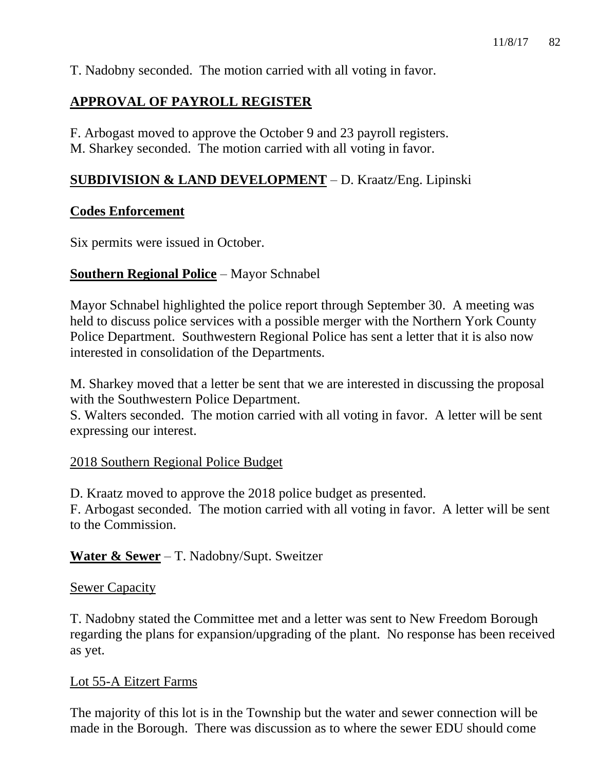T. Nadobny seconded. The motion carried with all voting in favor.

## **APPROVAL OF PAYROLL REGISTER**

F. Arbogast moved to approve the October 9 and 23 payroll registers.
M. Sharkey seconded. The motion carried with all voting in favor.

## **SUBDIVISION & LAND DEVELOPMENT** – D. Kraatz/Eng. Lipinski

### **Codes Enforcement**

Six permits were issued in October.

### **Southern Regional Police** – Mayor Schnabel

Mayor Schnabel highlighted the police report through September 30. A meeting was held to discuss police services with a possible merger with the Northern York County Police Department. Southwestern Regional Police has sent a letter that it is also now interested in consolidation of the Departments.

M. Sharkey moved that a letter be sent that we are interested in discussing the proposal with the Southwestern Police Department.
S. Walters seconded. The motion carried with all voting in favor. A letter will be sent expressing our interest.

2018 Southern Regional Police Budget

D. Kraatz moved to approve the 2018 police budget as presented.
F. Arbogast seconded. The motion carried with all voting in favor. A letter will be sent to the Commission.

### **Water & Sewer** – T. Nadobny/Supt. Sweitzer

Sewer Capacity

T. Nadobny stated the Committee met and a letter was sent to New Freedom Borough regarding the plans for expansion/upgrading of the plant. No response has been received as yet.

Lot 55-A Eitzert Farms

The majority of this lot is in the Township but the water and sewer connection will be made in the Borough. There was discussion as to where the sewer EDU should come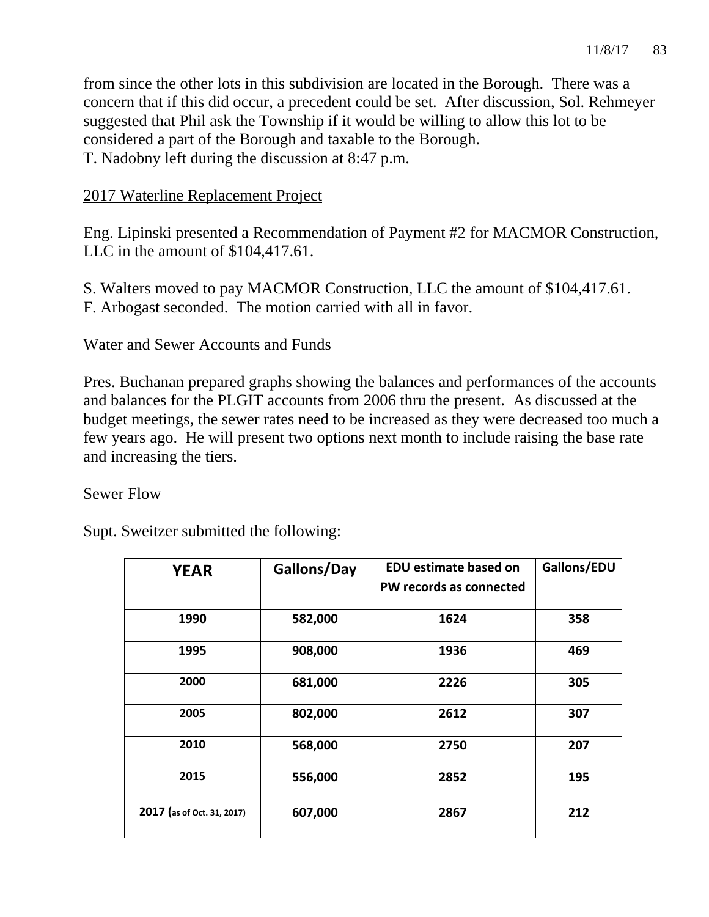from since the other lots in this subdivision are located in the Borough. There was a concern that if this did occur, a precedent could be set. After discussion, Sol. Rehmeyer suggested that Phil ask the Township if it would be willing to allow this lot to be considered a part of the Borough and taxable to the Borough.
T. Nadobny left during the discussion at 8:47 p.m.

## 2017 Waterline Replacement Project

Eng. Lipinski presented a Recommendation of Payment #2 for MACMOR Construction, LLC in the amount of $104,417.61.

S. Walters moved to pay MACMOR Construction, LLC the amount of $104,417.61.
F. Arbogast seconded. The motion carried with all in favor.

## Water and Sewer Accounts and Funds

Pres. Buchanan prepared graphs showing the balances and performances of the accounts and balances for the PLGIT accounts from 2006 thru the present. As discussed at the budget meetings, the sewer rates need to be increased as they were decreased too much a few years ago. He will present two options next month to include raising the base rate and increasing the tiers.

## Sewer Flow

Supt. Sweitzer submitted the following:

| YEAR | Gallons/Day | EDU estimate based on PW records as connected | Gallons/EDU |
|---|---|---|---|
| 1990 | 582,000 | 1624 | 358 |
| 1995 | 908,000 | 1936 | 469 |
| 2000 | 681,000 | 2226 | 305 |
| 2005 | 802,000 | 2612 | 307 |
| 2010 | 568,000 | 2750 | 207 |
| 2015 | 556,000 | 2852 | 195 |
| 2017 (as of Oct. 31, 2017) | 607,000 | 2867 | 212 |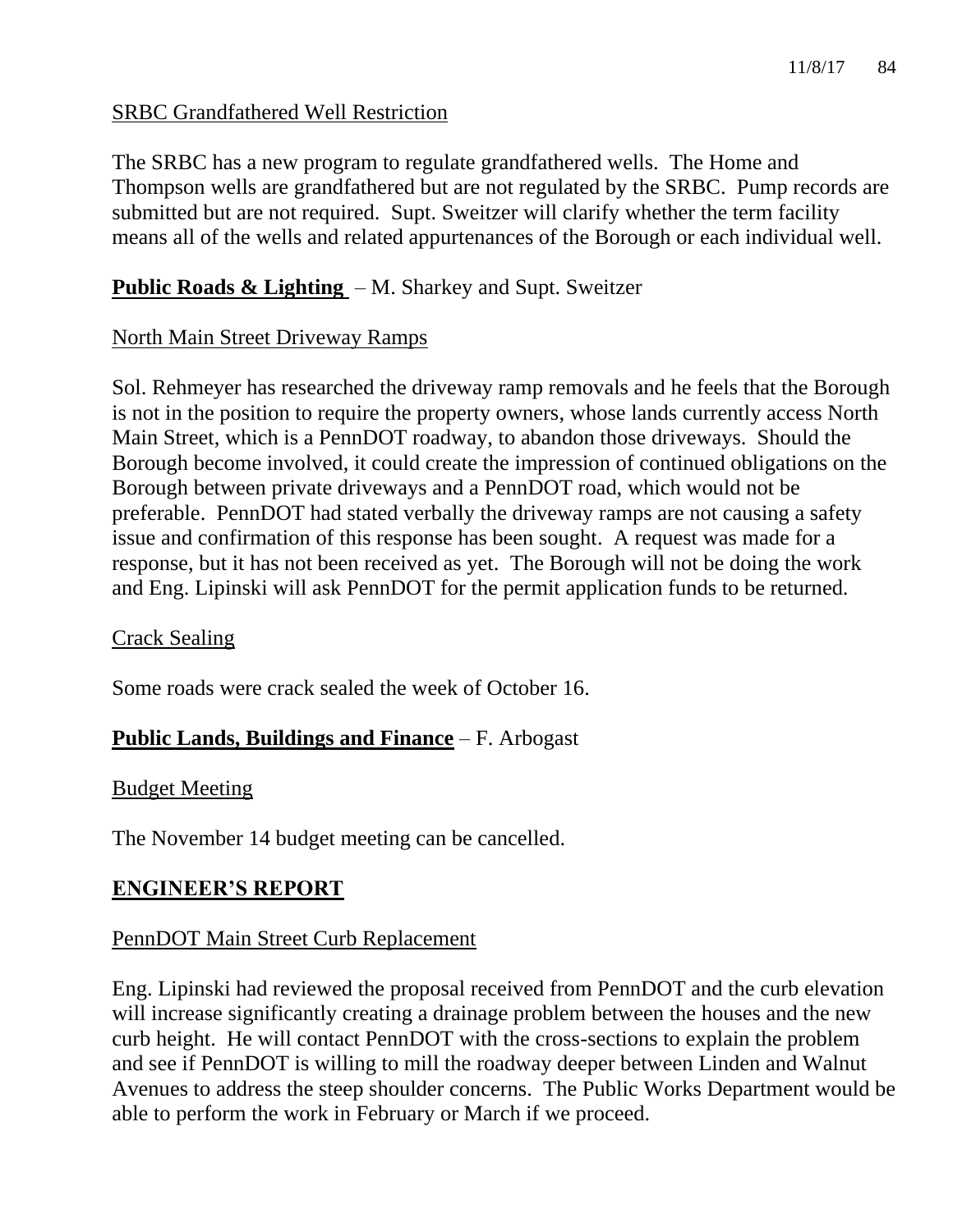SRBC Grandfathered Well Restriction

The SRBC has a new program to regulate grandfathered wells. The Home and Thompson wells are grandfathered but are not regulated by the SRBC. Pump records are submitted but are not required. Supt. Sweitzer will clarify whether the term facility means all of the wells and related appurtenances of the Borough or each individual well.

**Public Roads & Lighting** – M. Sharkey and Supt. Sweitzer

North Main Street Driveway Ramps

Sol. Rehmeyer has researched the driveway ramp removals and he feels that the Borough is not in the position to require the property owners, whose lands currently access North Main Street, which is a PennDOT roadway, to abandon those driveways. Should the Borough become involved, it could create the impression of continued obligations on the Borough between private driveways and a PennDOT road, which would not be preferable. PennDOT had stated verbally the driveway ramps are not causing a safety issue and confirmation of this response has been sought. A request was made for a response, but it has not been received as yet. The Borough will not be doing the work and Eng. Lipinski will ask PennDOT for the permit application funds to be returned.

Crack Sealing

Some roads were crack sealed the week of October 16.

**Public Lands, Buildings and Finance** – F. Arbogast

Budget Meeting

The November 14 budget meeting can be cancelled.

## ENGINEER'S REPORT

PennDOT Main Street Curb Replacement

Eng. Lipinski had reviewed the proposal received from PennDOT and the curb elevation will increase significantly creating a drainage problem between the houses and the new curb height. He will contact PennDOT with the cross-sections to explain the problem and see if PennDOT is willing to mill the roadway deeper between Linden and Walnut Avenues to address the steep shoulder concerns. The Public Works Department would be able to perform the work in February or March if we proceed.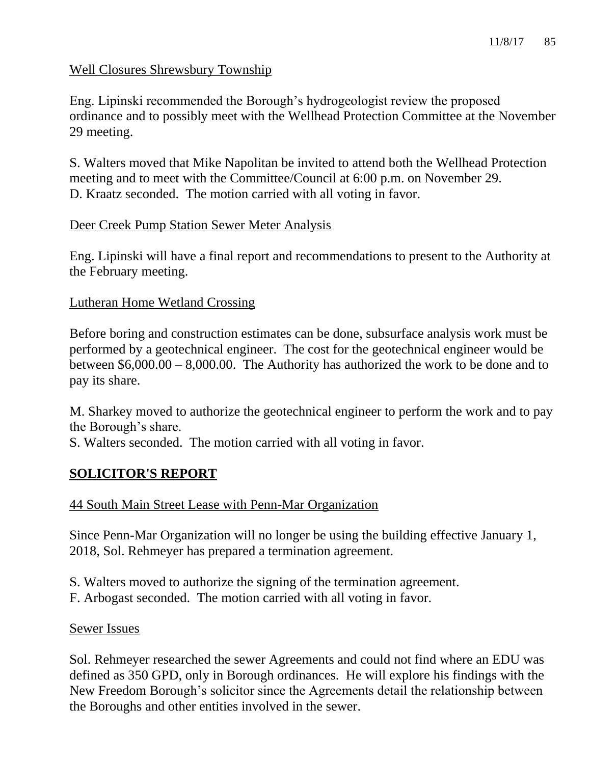Well Closures Shrewsbury Township

Eng. Lipinski recommended the Borough's hydrogeologist review the proposed ordinance and to possibly meet with the Wellhead Protection Committee at the November 29 meeting.

S. Walters moved that Mike Napolitan be invited to attend both the Wellhead Protection meeting and to meet with the Committee/Council at 6:00 p.m. on November 29.
D. Kraatz seconded. The motion carried with all voting in favor.

Deer Creek Pump Station Sewer Meter Analysis

Eng. Lipinski will have a final report and recommendations to present to the Authority at the February meeting.

Lutheran Home Wetland Crossing

Before boring and construction estimates can be done, subsurface analysis work must be performed by a geotechnical engineer. The cost for the geotechnical engineer would be between $6,000.00 – 8,000.00. The Authority has authorized the work to be done and to pay its share.

M. Sharkey moved to authorize the geotechnical engineer to perform the work and to pay the Borough's share.
S. Walters seconded. The motion carried with all voting in favor.

## SOLICITOR'S REPORT

44 South Main Street Lease with Penn-Mar Organization

Since Penn-Mar Organization will no longer be using the building effective January 1, 2018, Sol. Rehmeyer has prepared a termination agreement.

S. Walters moved to authorize the signing of the termination agreement.
F. Arbogast seconded. The motion carried with all voting in favor.

Sewer Issues

Sol. Rehmeyer researched the sewer Agreements and could not find where an EDU was defined as 350 GPD, only in Borough ordinances. He will explore his findings with the New Freedom Borough's solicitor since the Agreements detail the relationship between the Boroughs and other entities involved in the sewer.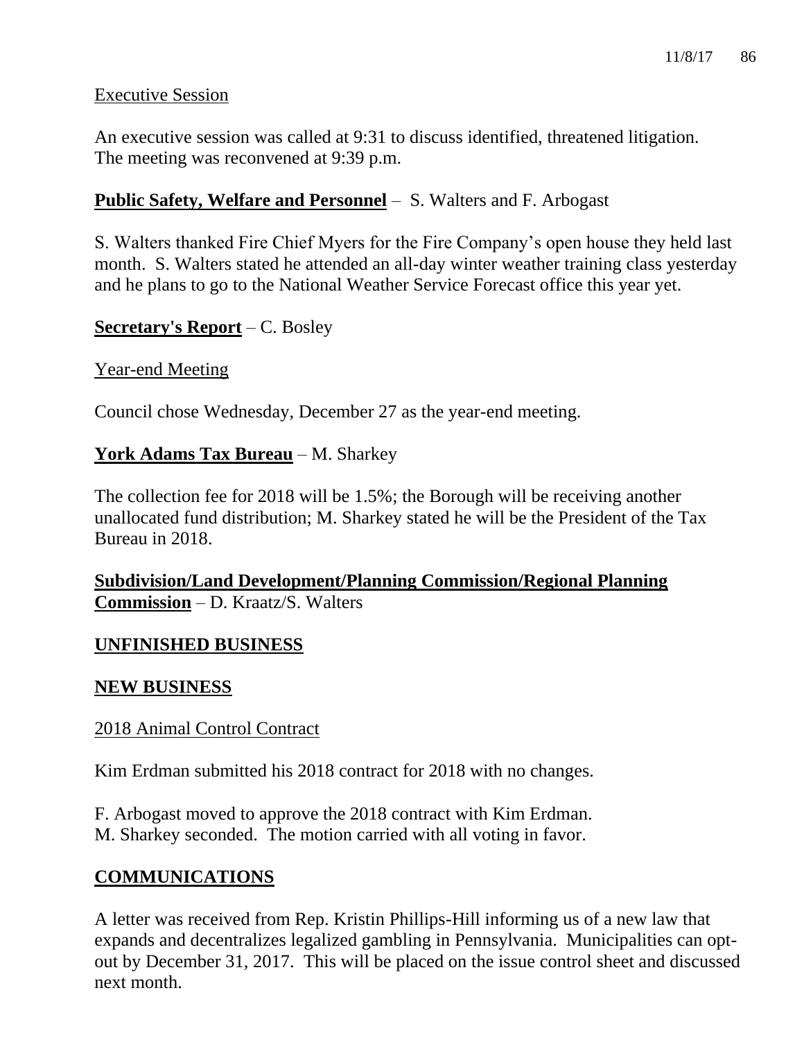Executive Session

An executive session was called at 9:31 to discuss identified, threatened litigation. The meeting was reconvened at 9:39 p.m.

**Public Safety, Welfare and Personnel** – S. Walters and F. Arbogast

S. Walters thanked Fire Chief Myers for the Fire Company's open house they held last month. S. Walters stated he attended an all-day winter weather training class yesterday and he plans to go to the National Weather Service Forecast office this year yet.

**Secretary's Report** – C. Bosley

Year-end Meeting

Council chose Wednesday, December 27 as the year-end meeting.

**York Adams Tax Bureau** – M. Sharkey

The collection fee for 2018 will be 1.5%; the Borough will be receiving another unallocated fund distribution; M. Sharkey stated he will be the President of the Tax Bureau in 2018.

**Subdivision/Land Development/Planning Commission/Regional Planning Commission** – D. Kraatz/S. Walters

## UNFINISHED BUSINESS

## NEW BUSINESS

2018 Animal Control Contract

Kim Erdman submitted his 2018 contract for 2018 with no changes.

F. Arbogast moved to approve the 2018 contract with Kim Erdman.
M. Sharkey seconded. The motion carried with all voting in favor.

## COMMUNICATIONS

A letter was received from Rep. Kristin Phillips-Hill informing us of a new law that expands and decentralizes legalized gambling in Pennsylvania. Municipalities can opt-out by December 31, 2017. This will be placed on the issue control sheet and discussed next month.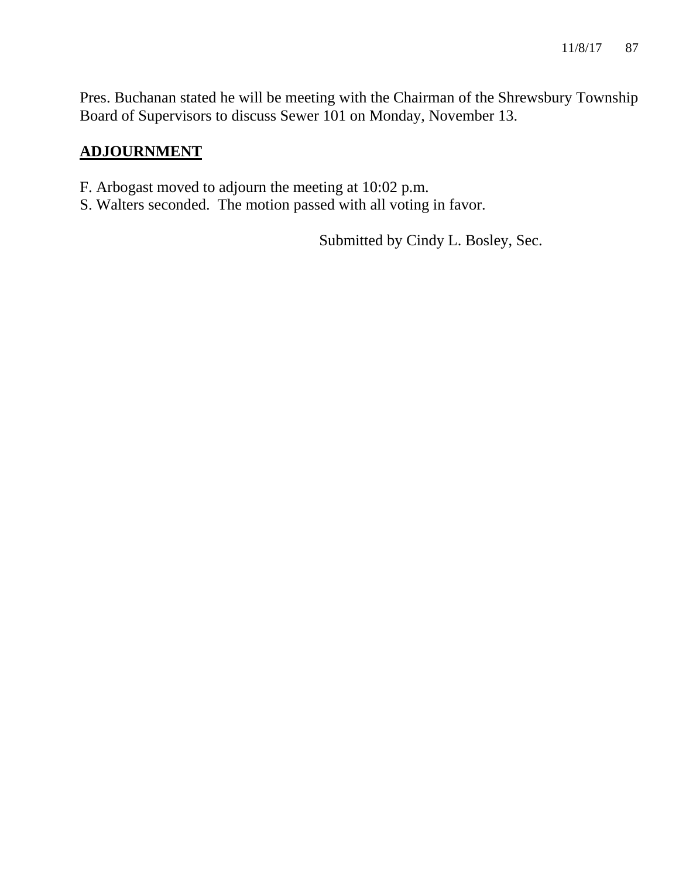Pres. Buchanan stated he will be meeting with the Chairman of the Shrewsbury Township Board of Supervisors to discuss Sewer 101 on Monday, November 13.

## ADJOURNMENT

F. Arbogast moved to adjourn the meeting at 10:02 p.m.
S. Walters seconded. The motion passed with all voting in favor.

Submitted by Cindy L. Bosley, Sec.